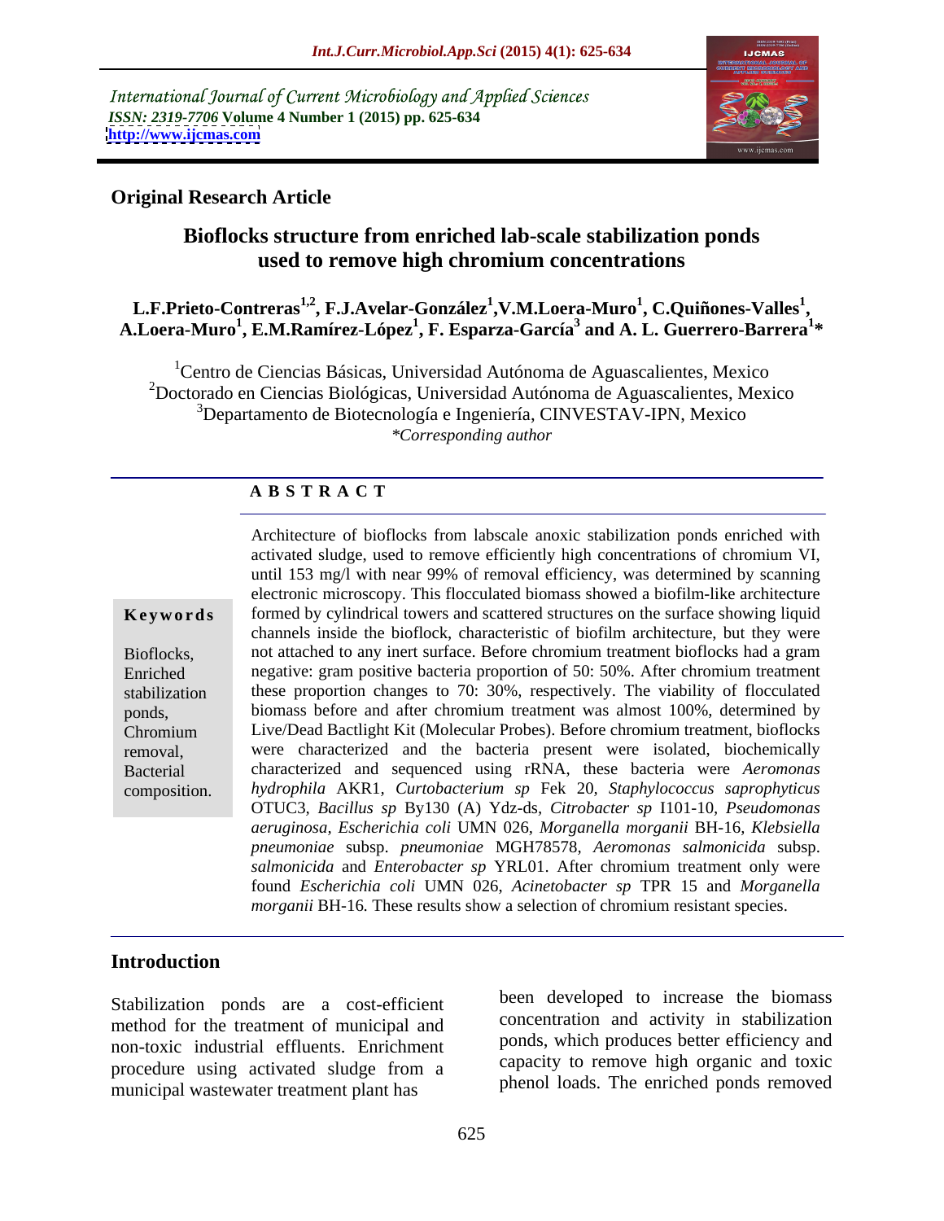International Journal of Current Microbiology and Applied Sciences
*ISSN: 2319-7706* **Volume 4 Number 1 (2015) pp. 625-634**
**http://www.ijcmas.com**

**Original Research Article**

# Bioflocks structure from enriched lab-scale stabilization ponds used to remove high chromium concentrations

**L.F.Prieto-Contreras[1,2], F.J.Avelar-González[1], V.M.Loera-Muro[1], C.Quiñones-Valles[1], A.Loera-Muro[1], E.M.Ramírez-López[1], F. Esparza-García[3] and A. L. Guerrero-Barrera[1]***

[1]Centro de Ciencias Básicas, Universidad Autónoma de Aguascalientes, Mexico
[2]Doctorado en Ciencias Biológicas, Universidad Autónoma de Aguascalientes, Mexico
[3]Departamento de Biotecnología e Ingeniería, CINVESTAV-IPN, Mexico
*\*Corresponding author*

## A B S T R A C T

**Keywords**

Bioflocks, Enriched stabilization ponds, Chromium removal, Bacterial composition.

Architecture of bioflocks from labscale anoxic stabilization ponds enriched with activated sludge, used to remove efficiently high concentrations of chromium VI, until 153 mg/l with near 99% of removal efficiency, was determined by scanning electronic microscopy. This flocculated biomass showed a biofilm-like architecture formed by cylindrical towers and scattered structures on the surface showing liquid channels inside the bioflock, characteristic of biofilm architecture, but they were not attached to any inert surface. Before chromium treatment bioflocks had a gram negative: gram positive bacteria proportion of 50: 50%. After chromium treatment these proportion changes to 70: 30%, respectively. The viability of flocculated biomass before and after chromium treatment was almost 100%, determined by Live/Dead Bactlight Kit (Molecular Probes). Before chromium treatment, bioflocks were characterized and the bacteria present were isolated, biochemically characterized and sequenced using rRNA, these bacteria were *Aeromonas hydrophila* AKR1, *Curtobacterium sp* Fek 20, *Staphylococcus saprophyticus* OTUC3, *Bacillus sp* By130 (A) Ydz-ds, *Citrobacter sp* I101-10, *Pseudomonas aeruginosa*, *Escherichia coli* UMN 026, *Morganella morganii* BH-16, *Klebsiella pneumoniae* subsp. *pneumoniae* MGH78578, *Aeromonas salmonicida* subsp. *salmonicida* and *Enterobacter sp* YRL01. After chromium treatment only were found *Escherichia coli* UMN 026, *Acinetobacter sp* TPR 15 and *Morganella morganii* BH-16. These results show a selection of chromium resistant species.

## Introduction

Stabilization ponds are a cost-efficient method for the treatment of municipal and non-toxic industrial effluents. Enrichment procedure using activated sludge from a municipal wastewater treatment plant has been developed to increase the biomass concentration and activity in stabilization ponds, which produces better efficiency and capacity to remove high organic and toxic phenol loads. The enriched ponds removed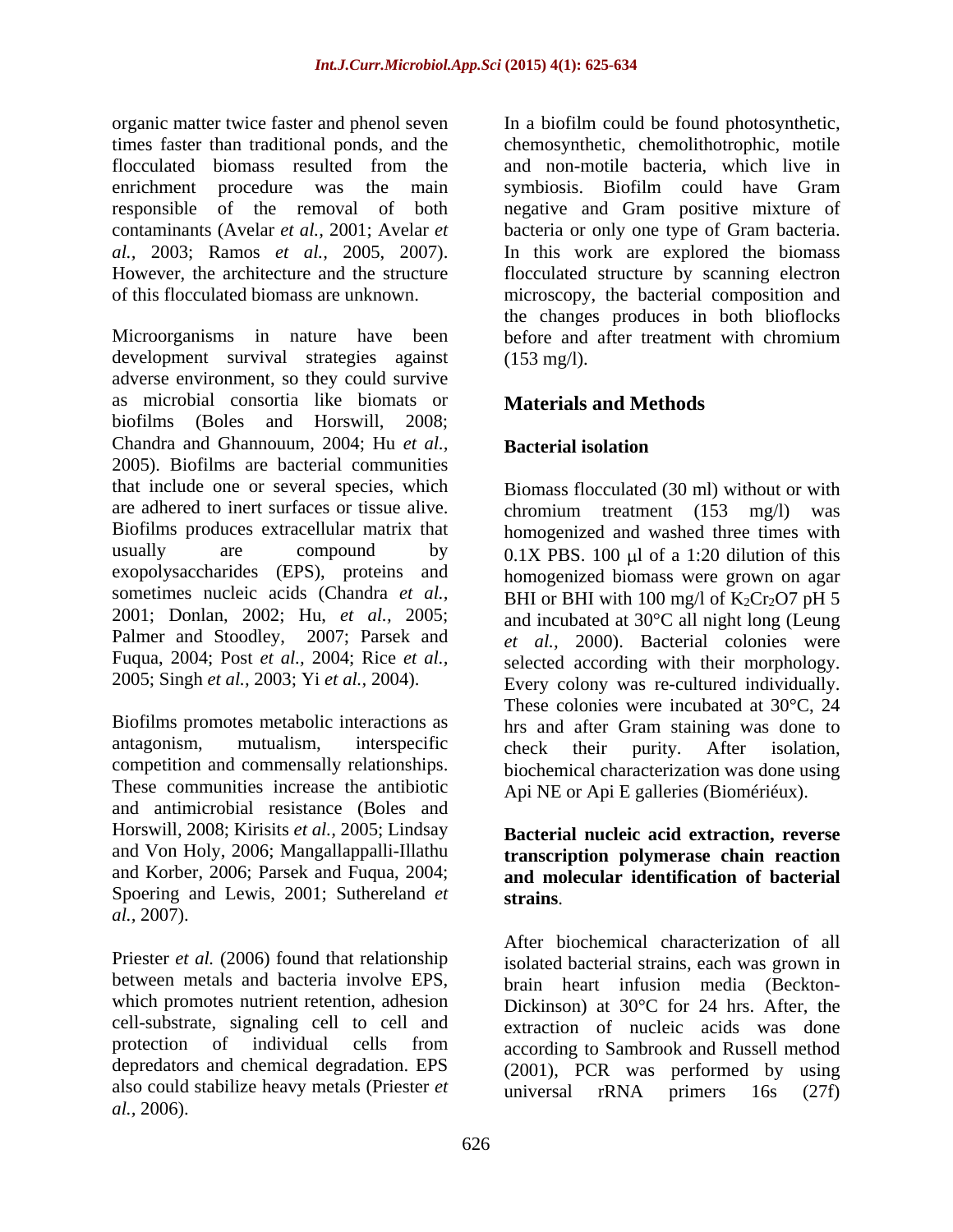organic matter twice faster and phenol seven times faster than traditional ponds, and the flocculated biomass resulted from the enrichment procedure was the main responsible of the removal of both contaminants (Avelar *et al.,* 2001; Avelar *et al.,* 2003; Ramos *et al.,* 2005, 2007). However, the architecture and the structure of this flocculated biomass are unknown.

Microorganisms in nature have been development survival strategies against adverse environment, so they could survive as microbial consortia like biomats or biofilms (Boles and Horswill, 2008; Chandra and Ghannouum, 2004; Hu *et al.,* 2005). Biofilms are bacterial communities that include one or several species, which are adhered to inert surfaces or tissue alive. Biofilms produces extracellular matrix that usually are compound by exopolysaccharides (EPS), proteins and sometimes nucleic acids (Chandra *et al.,* 2001; Donlan, 2002; Hu, *et al.,* 2005; Palmer and Stoodley, 2007; Parsek and Fuqua, 2004; Post *et al.,* 2004; Rice *et al.,* 2005; Singh *et al.,* 2003; Yi *et al.,* 2004).

Biofilms promotes metabolic interactions as antagonism, mutualism, interspecific competition and commensally relationships. These communities increase the antibiotic and antimicrobial resistance (Boles and Horswill, 2008; Kirisits *et al.,* 2005; Lindsay and Von Holy, 2006; Mangallappalli-Illathu and Korber, 2006; Parsek and Fuqua, 2004; Spoering and Lewis, 2001; Suthereland *et al.,* 2007).

Priester *et al.* (2006) found that relationship between metals and bacteria involve EPS, which promotes nutrient retention, adhesion cell-substrate, signaling cell to cell and protection of individual cells from depredators and chemical degradation. EPS also could stabilize heavy metals (Priester *et al.,* 2006).

In a biofilm could be found photosynthetic, chemosynthetic, chemolithotrophic, motile and non-motile bacteria, which live in symbiosis. Biofilm could have Gram negative and Gram positive mixture of bacteria or only one type of Gram bacteria. In this work are explored the biomass flocculated structure by scanning electron microscopy, the bacterial composition and the changes produces in both blioflocks before and after treatment with chromium (153 mg/l).

## Materials and Methods

### Bacterial isolation

Biomass flocculated (30 ml) without or with chromium treatment (153 mg/l) was homogenized and washed three times with 0.1X PBS. 100 μl of a 1:20 dilution of this homogenized biomass were grown on agar BHI or BHI with 100 mg/l of $K_2Cr_2O7$ pH 5 and incubated at 30°C all night long (Leung *et al.,* 2000). Bacterial colonies were selected according with their morphology. Every colony was re-cultured individually. These colonies were incubated at 30°C, 24 hrs and after Gram staining was done to check their purity. After isolation, biochemical characterization was done using Api NE or Api E galleries (Biomériéux).

### Bacterial nucleic acid extraction, reverse transcription polymerase chain reaction and molecular identification of bacterial strains.

After biochemical characterization of all isolated bacterial strains, each was grown in brain heart infusion media (Beckton-Dickinson) at 30°C for 24 hrs. After, the extraction of nucleic acids was done according to Sambrook and Russell method (2001), PCR was performed by using universal rRNA primers 16s (27f)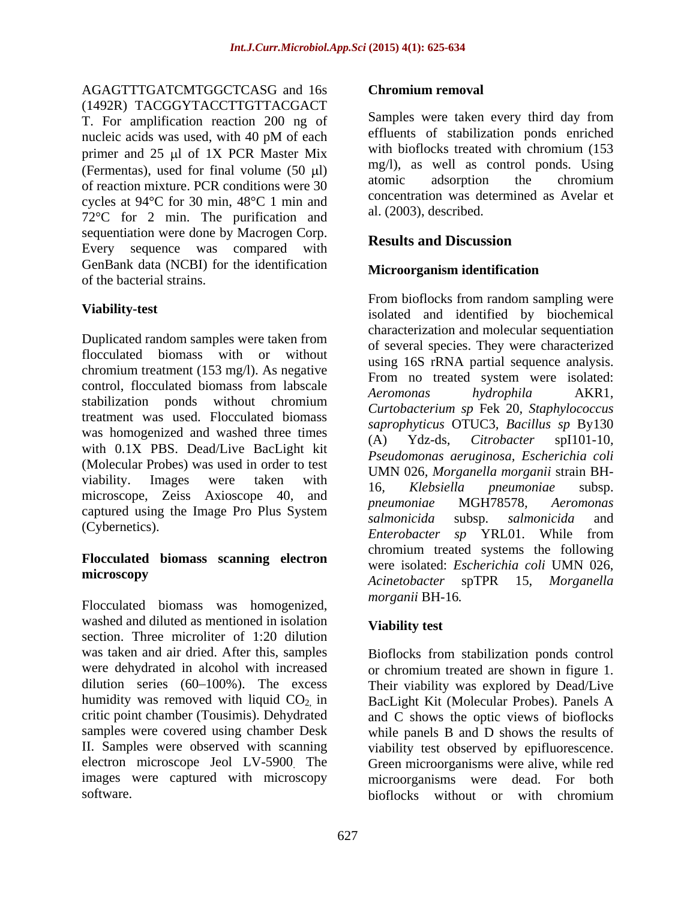AGAGTTTGATCMTGGCTCASG and 16s (1492R) TACGGYTACCTTGTTACGACT T. For amplification reaction 200 ng of nucleic acids was used, with 40 pM of each primer and 25 μl of 1X PCR Master Mix (Fermentas), used for final volume (50 μl) of reaction mixture. PCR conditions were 30 cycles at 94°C for 30 min, 48°C 1 min and 72°C for 2 min. The purification and sequentiation were done by Macrogen Corp. Every sequence was compared with GenBank data (NCBI) for the identification of the bacterial strains.

### Viability-test

Duplicated random samples were taken from flocculated biomass with or without chromium treatment (153 mg/l). As negative control, flocculated biomass from labscale stabilization ponds without chromium treatment was used. Flocculated biomass was homogenized and washed three times with 0.1X PBS. Dead/Live BacLight kit (Molecular Probes) was used in order to test viability. Images were taken with microscope, Zeiss Axioscope 40, and captured using the Image Pro Plus System (Cybernetics).

### Flocculated biomass scanning electron microscopy

Flocculated biomass was homogenized, washed and diluted as mentioned in isolation section. Three microliter of 1:20 dilution was taken and air dried. After this, samples were dehydrated in alcohol with increased dilution series (60–100%). The excess humidity was removed with liquid $CO_2$ in critic point chamber (Tousimis). Dehydrated samples were covered using chamber Desk II. Samples were observed with scanning electron microscope Jeol LV-5900. The images were captured with microscopy software.

### Chromium removal

Samples were taken every third day from effluents of stabilization ponds enriched with bioflocks treated with chromium (153 mg/l), as well as control ponds. Using atomic adsorption the chromium concentration was determined as Avelar et al. (2003), described.

## Results and Discussion

### Microorganism identification

From bioflocks from random sampling were isolated and identified by biochemical characterization and molecular sequentiation of several species. They were characterized using 16S rRNA partial sequence analysis. From no treated system were isolated: *Aeromonas hydrophila* AKR1, *Curtobacterium sp* Fek 20, *Staphylococcus saprophyticus* OTUC3, *Bacillus sp* By130 (A) Ydz-ds, *Citrobacter* spI101-10, *Pseudomonas aeruginosa*, *Escherichia coli* UMN 026, *Morganella morganii* strain BH-16, *Klebsiella pneumoniae* subsp. *pneumoniae* MGH78578, *Aeromonas salmonicida* subsp. *salmonicida* and *Enterobacter sp* YRL01. While from chromium treated systems the following were isolated: *Escherichia coli* UMN 026, *Acinetobacter* spTPR 15, *Morganella morganii* BH-16.

### Viability test

Bioflocks from stabilization ponds control or chromium treated are shown in figure 1. Their viability was explored by Dead/Live BacLight Kit (Molecular Probes). Panels A and C shows the optic views of bioflocks while panels B and D shows the results of viability test observed by epifluorescence. Green microorganisms were alive, while red microorganisms were dead. For both bioflocks without or with chromium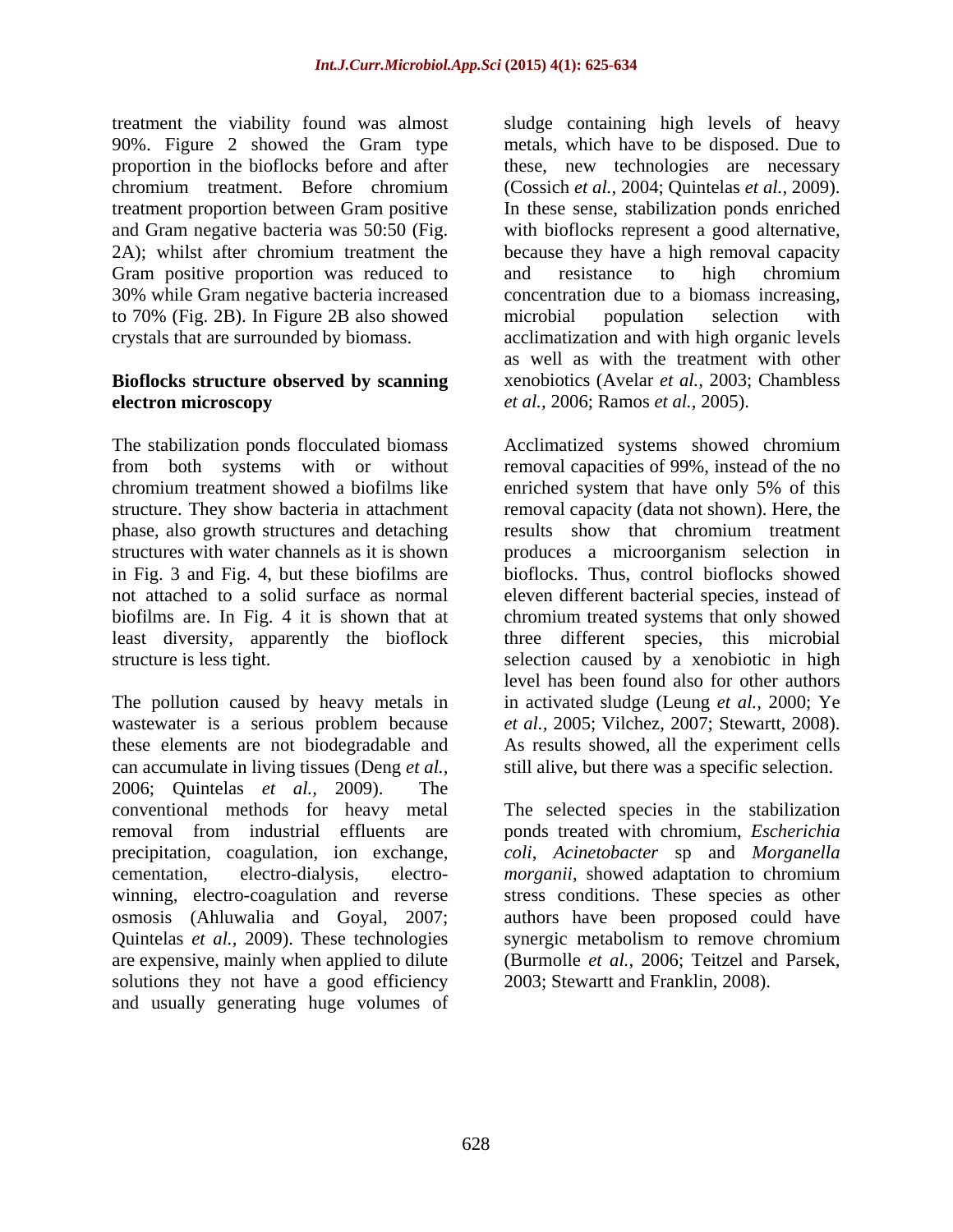treatment the viability found was almost 90%. Figure 2 showed the Gram type proportion in the bioflocks before and after chromium treatment. Before chromium treatment proportion between Gram positive and Gram negative bacteria was 50:50 (Fig. 2A); whilst after chromium treatment the Gram positive proportion was reduced to 30% while Gram negative bacteria increased to 70% (Fig. 2B). In Figure 2B also showed crystals that are surrounded by biomass.

**Bioflocks structure observed by scanning electron microscopy**

The stabilization ponds flocculated biomass from both systems with or without chromium treatment showed a biofilms like structure. They show bacteria in attachment phase, also growth structures and detaching structures with water channels as it is shown in Fig. 3 and Fig. 4, but these biofilms are not attached to a solid surface as normal biofilms are. In Fig. 4 it is shown that at least diversity, apparently the bioflock structure is less tight.

The pollution caused by heavy metals in wastewater is a serious problem because these elements are not biodegradable and can accumulate in living tissues (Deng *et al.*, 2006; Quintelas *et al.*, 2009). The conventional methods for heavy metal removal from industrial effluents are precipitation, coagulation, ion exchange, cementation, electro-dialysis, electro-winning, electro-coagulation and reverse osmosis (Ahluwalia and Goyal, 2007; Quintelas *et al.*, 2009). These technologies are expensive, mainly when applied to dilute solutions they not have a good efficiency and usually generating huge volumes of sludge containing high levels of heavy metals, which have to be disposed. Due to these, new technologies are necessary (Cossich *et al.*, 2004; Quintelas *et al.*, 2009). In these sense, stabilization ponds enriched with bioflocks represent a good alternative, because they have a high removal capacity and resistance to high chromium concentration due to a biomass increasing, microbial population selection with acclimatization and with high organic levels as well as with the treatment with other xenobiotics (Avelar *et al.*, 2003; Chambless *et al.*, 2006; Ramos *et al.*, 2005).

Acclimatized systems showed chromium removal capacities of 99%, instead of the no enriched system that have only 5% of this removal capacity (data not shown). Here, the results show that chromium treatment produces a microorganism selection in bioflocks. Thus, control bioflocks showed eleven different bacterial species, instead of chromium treated systems that only showed three different species, this microbial selection caused by a xenobiotic in high level has been found also for other authors in activated sludge (Leung *et al.*, 2000; Ye *et al.*, 2005; Vilchez, 2007; Stewartt, 2008). As results showed, all the experiment cells still alive, but there was a specific selection.

The selected species in the stabilization ponds treated with chromium, *Escherichia coli*, *Acinetobacter* sp and *Morganella morganii*, showed adaptation to chromium stress conditions. These species as other authors have been proposed could have synergic metabolism to remove chromium (Burmolle *et al.*, 2006; Teitzel and Parsek, 2003; Stewartt and Franklin, 2008).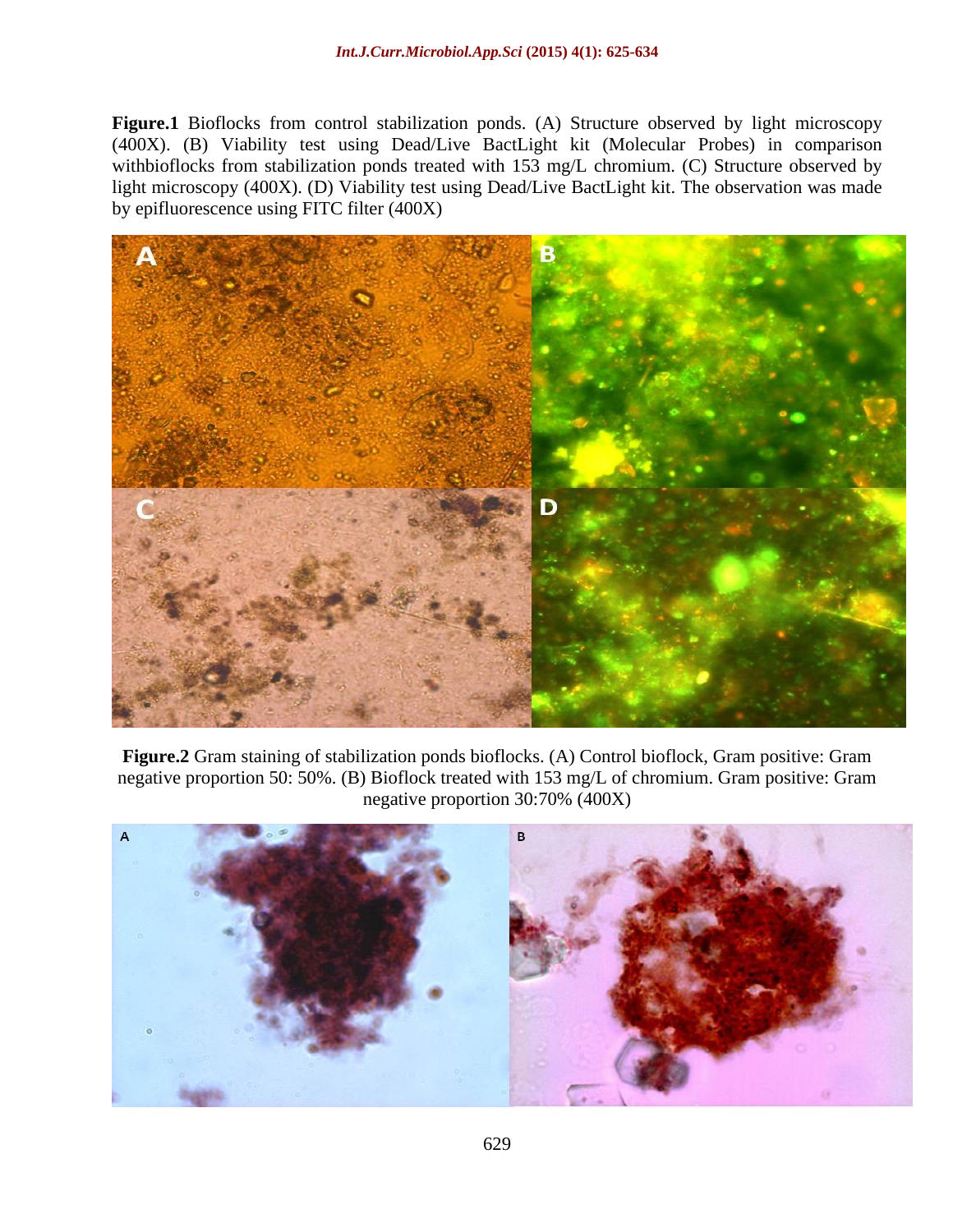**Figure.1** Bioflocks from control stabilization ponds. (A) Structure observed by light microscopy (400X). (B) Viability test using Dead/Live BactLight kit (Molecular Probes) in comparison withbioflocks from stabilization ponds treated with 153 mg/L chromium. (C) Structure observed by light microscopy (400X). (D) Viability test using Dead/Live BactLight kit. The observation was made by epifluorescence using FITC filter (400X)

**Figure.2** Gram staining of stabilization ponds bioflocks. (A) Control bioflock, Gram positive: Gram negative proportion 50: 50%. (B) Bioflock treated with 153 mg/L of chromium. Gram positive: Gram negative proportion 30:70% (400X)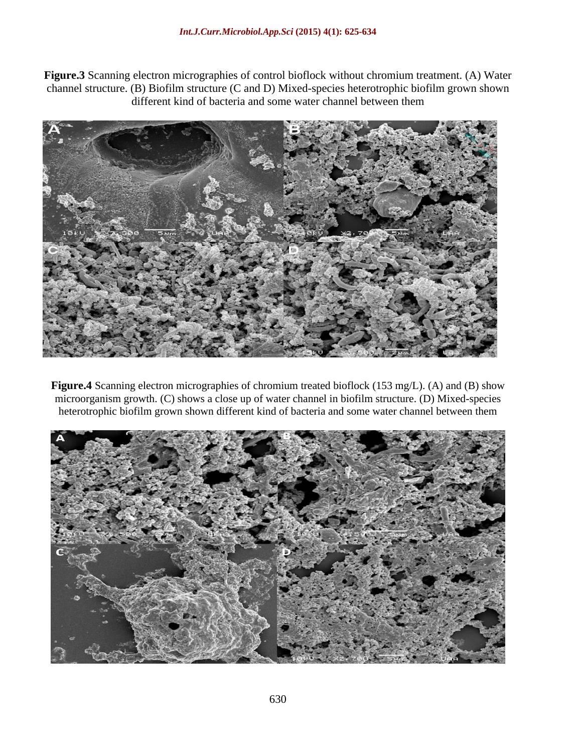**Figure.3** Scanning electron micrographies of control bioflock without chromium treatment. (A) Water channel structure. (B) Biofilm structure (C and D) Mixed-species heterotrophic biofilm grown shown different kind of bacteria and some water channel between them

**Figure.4** Scanning electron micrographies of chromium treated bioflock (153 mg/L). (A) and (B) show microorganism growth. (C) shows a close up of water channel in biofilm structure. (D) Mixed-species heterotrophic biofilm grown shown different kind of bacteria and some water channel between them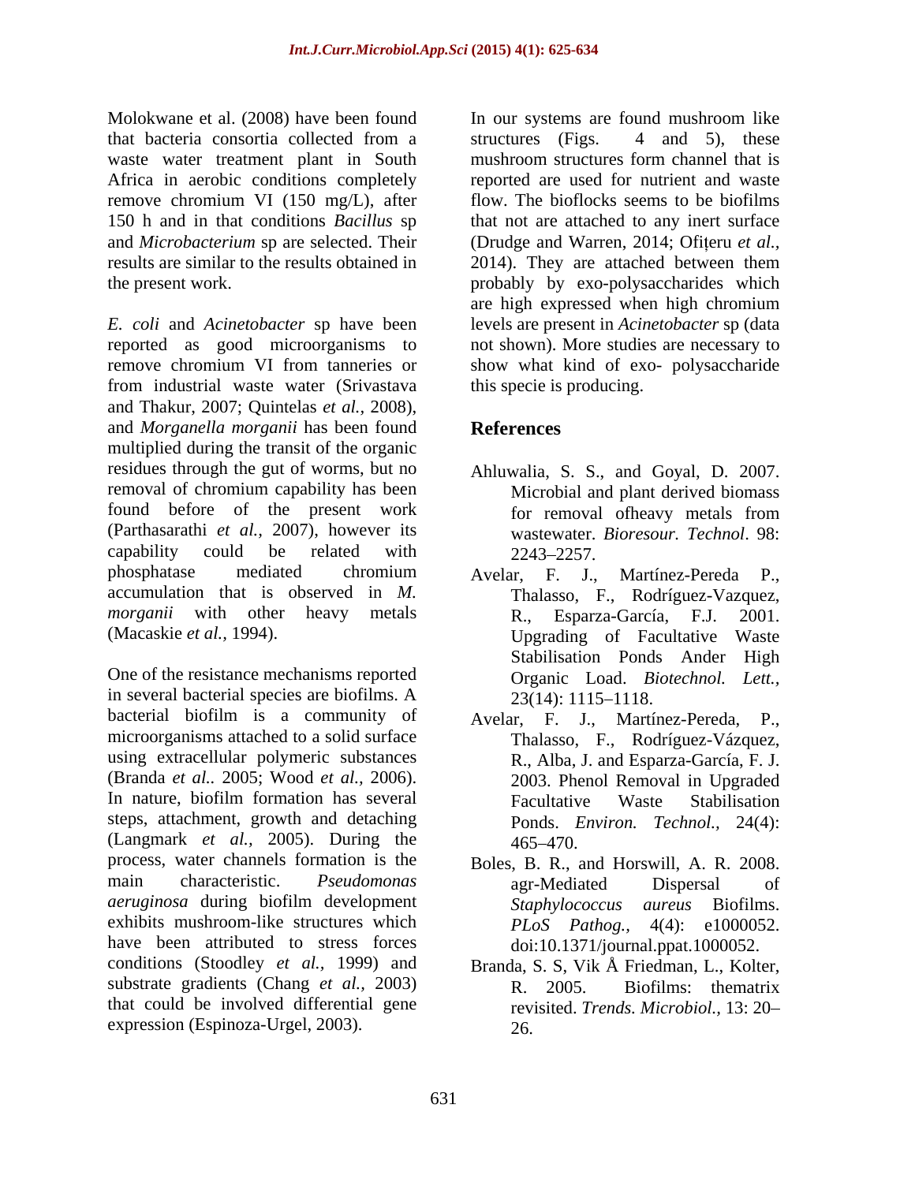Molokwane et al. (2008) have been found that bacteria consortia collected from a waste water treatment plant in South Africa in aerobic conditions completely remove chromium VI (150 mg/L), after 150 h and in that conditions *Bacillus* sp and *Microbacterium* sp are selected. Their results are similar to the results obtained in the present work.

*E. coli* and *Acinetobacter* sp have been reported as good microorganisms to remove chromium VI from tanneries or from industrial waste water (Srivastava and Thakur, 2007; Quintelas *et al.,* 2008), and *Morganella morganii* has been found multiplied during the transit of the organic residues through the gut of worms, but no removal of chromium capability has been found before of the present work (Parthasarathi *et al.,* 2007), however its capability could be related with phosphatase mediated chromium accumulation that is observed in *M. morganii* with other heavy metals (Macaskie *et al.,* 1994).

One of the resistance mechanisms reported in several bacterial species are biofilms. A bacterial biofilm is a community of microorganisms attached to a solid surface using extracellular polymeric substances (Branda *et al..* 2005; Wood *et al.,* 2006). In nature, biofilm formation has several steps, attachment, growth and detaching (Langmark *et al.,* 2005). During the process, water channels formation is the main characteristic. *Pseudomonas aeruginosa* during biofilm development exhibits mushroom-like structures which have been attributed to stress forces conditions (Stoodley *et al.,* 1999) and substrate gradients (Chang *et al.,* 2003) that could be involved differential gene expression (Espinoza-Urgel, 2003).

In our systems are found mushroom like structures (Figs. 4 and 5), these mushroom structures form channel that is reported are used for nutrient and waste flow. The bioflocks seems to be biofilms that not are attached to any inert surface (Drudge and Warren, 2014; Ofiţeru *et al.,* 2014). They are attached between them probably by exo-polysaccharides which are high expressed when high chromium levels are present in *Acinetobacter* sp (data not shown). More studies are necessary to show what kind of exo- polysaccharide this specie is producing.

## References

Ahluwalia, S. S., and Goyal, D. 2007. Microbial and plant derived biomass for removal ofheavy metals from wastewater. *Bioresour. Technol*. 98: 2243–2257.

Avelar, F. J., Martínez-Pereda P., Thalasso, F., Rodríguez-Vazquez, R., Esparza-García, F.J. 2001. Upgrading of Facultative Waste Stabilisation Ponds Ander High Organic Load. *Biotechnol. Lett.,* 23(14): 1115–1118.

Avelar, F. J., Martínez-Pereda, P., Thalasso, F., Rodríguez-Vázquez, R., Alba, J. and Esparza-García, F. J. 2003. Phenol Removal in Upgraded Facultative Waste Stabilisation Ponds. *Environ. Technol.,* 24(4): 465–470.

Boles, B. R., and Horswill, A. R. 2008. agr-Mediated Dispersal of *Staphylococcus aureus* Biofilms. *PLoS Pathog.,* 4(4): e1000052. doi:10.1371/journal.ppat.1000052.

Branda, S. S, Vik Å Friedman, L., Kolter, R. 2005. Biofilms: thematrix revisited. *Trends. Microbiol.,* 13: 20–26.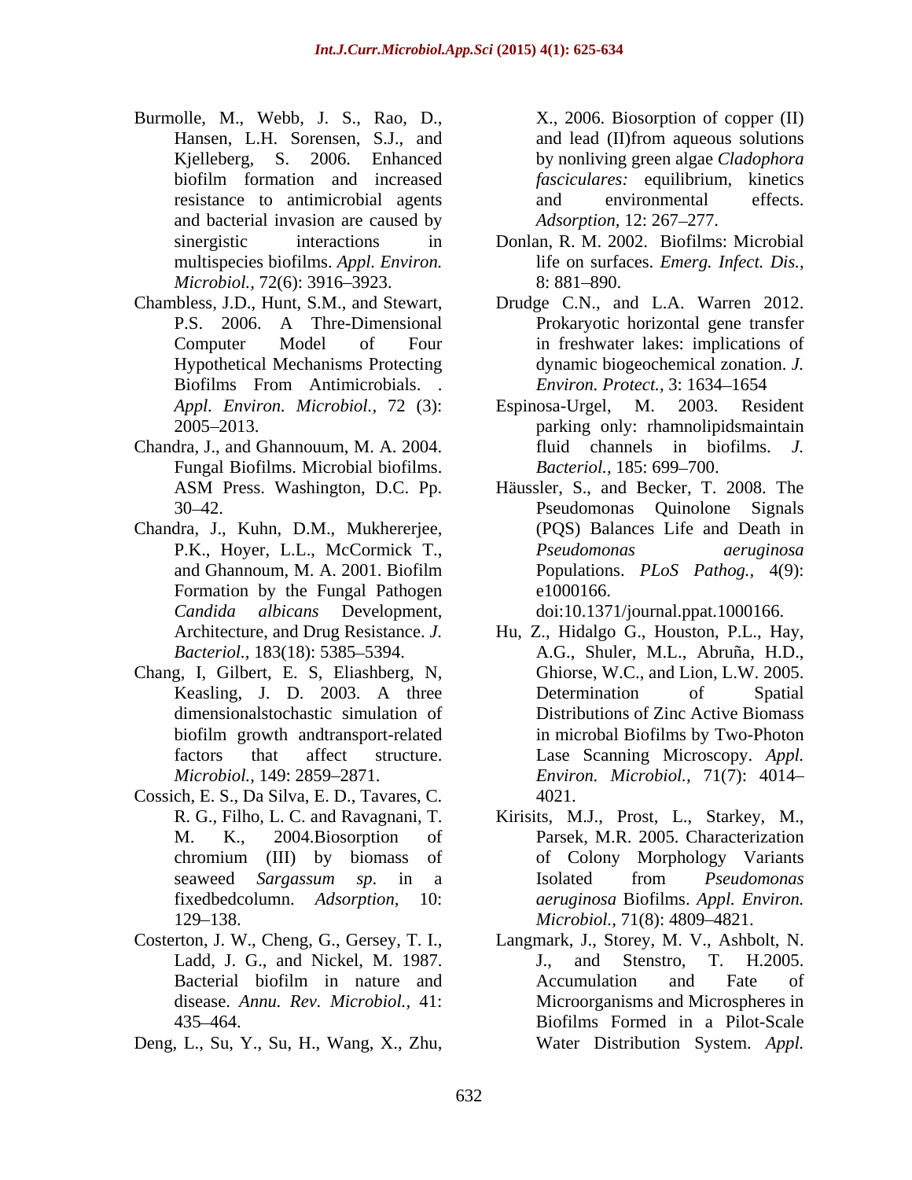Burmolle, M., Webb, J. S., Rao, D., Hansen, L.H. Sorensen, S.J., and Kjelleberg, S. 2006. Enhanced biofilm formation and increased resistance to antimicrobial agents and bacterial invasion are caused by sinergistic interactions in multispecies biofilms. *Appl. Environ. Microbiol.,* 72(6): 3916–3923.

Chambless, J.D., Hunt, S.M., and Stewart, P.S. 2006. A Thre-Dimensional Computer Model of Four Hypothetical Mechanisms Protecting Biofilms From Antimicrobials. . *Appl. Environ. Microbiol.,* 72 (3): 2005–2013.

Chandra, J., and Ghannouum, M. A. 2004. Fungal Biofilms. Microbial biofilms. ASM Press. Washington, D.C. Pp. 30–42.

Chandra, J., Kuhn, D.M., Mukhererjee, P.K., Hoyer, L.L., McCormick T., and Ghannoum, M. A. 2001. Biofilm Formation by the Fungal Pathogen *Candida albicans* Development, Architecture, and Drug Resistance. *J. Bacteriol.,* 183(18): 5385–5394.

Chang, I, Gilbert, E. S, Eliashberg, N, Keasling, J. D. 2003. A three dimensionalstochastic simulation of biofilm growth andtransport-related factors that affect structure. *Microbiol.,* 149: 2859–2871.

Cossich, E. S., Da Silva, E. D., Tavares, C. R. G., Filho, L. C. and Ravagnani, T. M. K., 2004.Biosorption of chromium (III) by biomass of seaweed *Sargassum sp.* in a fixedbedcolumn. *Adsorption,* 10: 129–138.

Costerton, J. W., Cheng, G., Gersey, T. I., Ladd, J. G., and Nickel, M. 1987. Bacterial biofilm in nature and disease. *Annu. Rev. Microbiol.,* 41: 435–464.

Deng, L., Su, Y., Su, H., Wang, X., Zhu, X., 2006. Biosorption of copper (II) and lead (II)from aqueous solutions by nonliving green algae *Cladophora fasciculares:* equilibrium, kinetics and environmental effects. *Adsorption,* 12: 267–277.

Donlan, R. M. 2002. Biofilms: Microbial life on surfaces. *Emerg. Infect. Dis.,* 8: 881–890.

Drudge C.N., and L.A. Warren 2012. Prokaryotic horizontal gene transfer in freshwater lakes: implications of dynamic biogeochemical zonation. *J. Environ. Protect.,* 3: 1634–1654

Espinosa-Urgel, M. 2003. Resident parking only: rhamnolipidsmaintain fluid channels in biofilms. *J. Bacteriol.,* 185: 699–700.

Häussler, S., and Becker, T. 2008. The Pseudomonas Quinolone Signals (PQS) Balances Life and Death in *Pseudomonas aeruginosa* Populations. *PLoS Pathog.,* 4(9): e1000166. doi:10.1371/journal.ppat.1000166.

Hu, Z., Hidalgo G., Houston, P.L., Hay, A.G., Shuler, M.L., Abruña, H.D., Ghiorse, W.C., and Lion, L.W. 2005. Determination of Spatial Distributions of Zinc Active Biomass in microbal Biofilms by Two-Photon Lase Scanning Microscopy. *Appl. Environ. Microbiol.,* 71(7): 4014–4021.

Kirisits, M.J., Prost, L., Starkey, M., Parsek, M.R. 2005. Characterization of Colony Morphology Variants Isolated from *Pseudomonas aeruginosa* Biofilms. *Appl. Environ. Microbiol.,* 71(8): 4809–4821.

Langmark, J., Storey, M. V., Ashbolt, N. J., and Stenstro, T. H.2005. Accumulation and Fate of Microorganisms and Microspheres in Biofilms Formed in a Pilot-Scale Water Distribution System. *Appl.*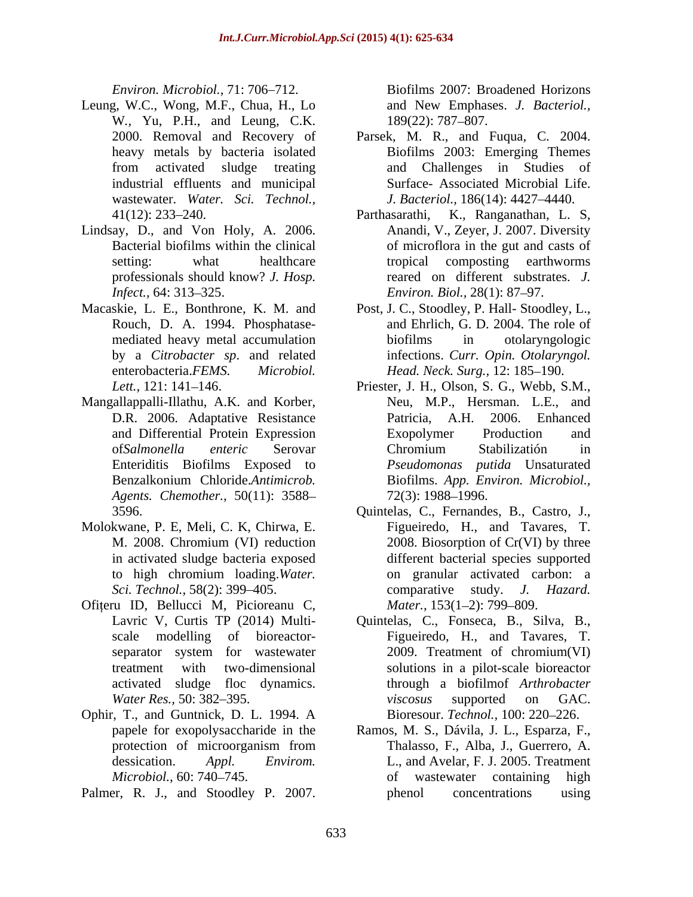*Environ. Microbiol.,* 71: 706–712.

Leung, W.C., Wong, M.F., Chua, H., Lo W., Yu, P.H., and Leung, C.K. 2000. Removal and Recovery of heavy metals by bacteria isolated from activated sludge treating industrial effluents and municipal wastewater. *Water. Sci. Technol.,* 41(12): 233–240.

Lindsay, D., and Von Holy, A. 2006. Bacterial biofilms within the clinical setting: what healthcare professionals should know? *J. Hosp. Infect.,* 64: 313–325.

Macaskie, L. E., Bonthrone, K. M. and Rouch, D. A. 1994. Phosphatase-mediated heavy metal accumulation by a *Citrobacter sp*. and related enterobacteria.*FEMS. Microbiol. Lett.,* 121: 141–146.

Mangallappalli-Illathu, A.K. and Korber, D.R. 2006. Adaptative Resistance and Differential Protein Expression of*Salmonella enteric* Serovar Enteriditis Biofilms Exposed to Benzalkonium Chloride.*Antimicrob. Agents. Chemother.,* 50(11): 3588–3596.

Molokwane, P. E, Meli, C. K, Chirwa, E. M. 2008. Chromium (VI) reduction in activated sludge bacteria exposed to high chromium loading.*Water. Sci. Technol.,* 58(2): 399–405.

Ofițeru ID, Bellucci M, Picioreanu C, Lavric V, Curtis TP (2014) Multi-scale modelling of bioreactor-separator system for wastewater treatment with two-dimensional activated sludge floc dynamics. *Water Res.,* 50: 382–395.

Ophir, T., and Guntnick, D. L. 1994. A papele for exopolysaccharide in the protection of microorganism from dessication. *Appl. Envirom. Microbiol.,* 60: 740–745.

Palmer, R. J., and Stoodley P. 2007. Biofilms 2007: Broadened Horizons and New Emphases. *J. Bacteriol.,* 189(22): 787–807.

Parsek, M. R., and Fuqua, C. 2004. Biofilms 2003: Emerging Themes and Challenges in Studies of Surface- Associated Microbial Life. *J. Bacteriol.,* 186(14): 4427–4440.

Parthasarathi, K., Ranganathan, L. S, Anandi, V., Zeyer, J. 2007. Diversity of microflora in the gut and casts of tropical composting earthworms reared on different substrates. *J. Environ. Biol.,* 28(1): 87–97.

Post, J. C., Stoodley, P. Hall- Stoodley, L., and Ehrlich, G. D. 2004. The role of biofilms in otolaryngologic infections. *Curr. Opin. Otolaryngol. Head. Neck. Surg.,* 12: 185–190.

Priester, J. H., Olson, S. G., Webb, S.M., Neu, M.P., Hersman. L.E., and Patricia, A.H. 2006. Enhanced Exopolymer Production and Chromium Stabilizatión in *Pseudomonas putida* Unsaturated Biofilms. *App. Environ. Microbiol.,* 72(3): 1988–1996.

Quintelas, C., Fernandes, B., Castro, J., Figueiredo, H., and Tavares, T. 2008. Biosorption of Cr(VI) by three different bacterial species supported on granular activated carbon: a comparative study. *J. Hazard. Mater.,* 153(1–2): 799–809.

Quintelas, C., Fonseca, B., Silva, B., Figueiredo, H., and Tavares, T. 2009. Treatment of chromium(VI) solutions in a pilot-scale bioreactor through a biofilmof *Arthrobacter viscosus* supported on GAC. Bioresour. *Technol.,* 100: 220–226.

Ramos, M. S., Dávila, J. L., Esparza, F., Thalasso, F., Alba, J., Guerrero, A. L., and Avelar, F. J. 2005. Treatment of wastewater containing high phenol concentrations using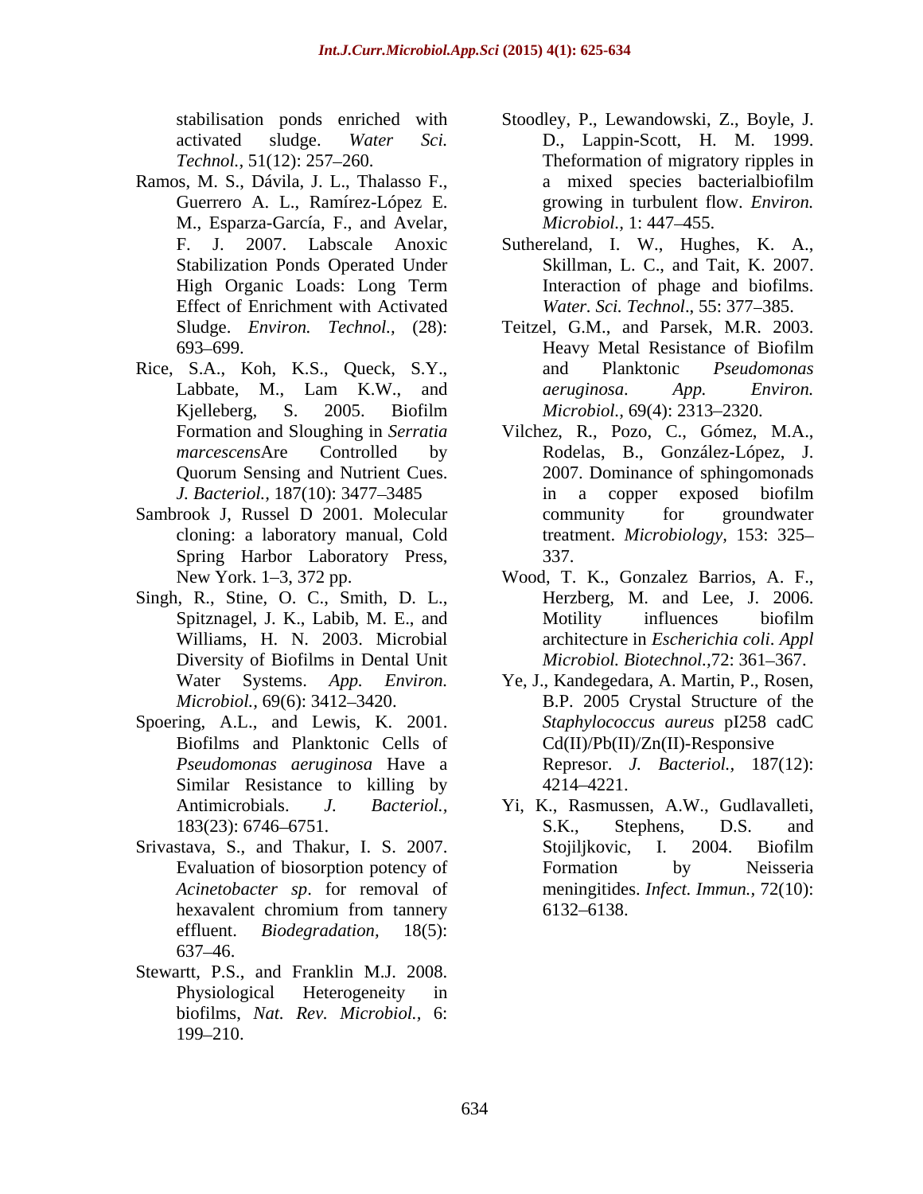stabilisation ponds enriched with activated sludge. *Water Sci. Technol.,* 51(12): 257–260.

Ramos, M. S., Dávila, J. L., Thalasso F., Guerrero A. L., Ramírez-López E. M., Esparza-García, F., and Avelar, F. J. 2007. Labscale Anoxic Stabilization Ponds Operated Under High Organic Loads: Long Term Effect of Enrichment with Activated Sludge. *Environ. Technol.,* (28): 693–699.

Rice, S.A., Koh, K.S., Queck, S.Y., Labbate, M., Lam K.W., and Kjelleberg, S. 2005. Biofilm Formation and Sloughing in *Serratia marcescens*Are Controlled by Quorum Sensing and Nutrient Cues. *J. Bacteriol.,* 187(10): 3477–3485

Sambrook J, Russel D 2001. Molecular cloning: a laboratory manual, Cold Spring Harbor Laboratory Press, New York. 1–3, 372 pp.

Singh, R., Stine, O. C., Smith, D. L., Spitznagel, J. K., Labib, M. E., and Williams, H. N. 2003. Microbial Diversity of Biofilms in Dental Unit Water Systems. *App. Environ. Microbiol.,* 69(6): 3412–3420.

Spoering, A.L., and Lewis, K. 2001. Biofilms and Planktonic Cells of *Pseudomonas aeruginosa* Have a Similar Resistance to killing by Antimicrobials. *J. Bacteriol.,* 183(23): 6746–6751.

Srivastava, S., and Thakur, I. S. 2007. Evaluation of biosorption potency of *Acinetobacter sp*. for removal of hexavalent chromium from tannery effluent. *Biodegradation,* 18(5): 637–46.

Stewartt, P.S., and Franklin M.J. 2008. Physiological Heterogeneity in biofilms, *Nat. Rev. Microbiol.,* 6: 199–210.

Stoodley, P., Lewandowski, Z., Boyle, J. D., Lappin-Scott, H. M. 1999. Theformation of migratory ripples in a mixed species bacterialbiofilm growing in turbulent flow. *Environ. Microbiol.,* 1: 447–455.

Suthereland, I. W., Hughes, K. A., Skillman, L. C., and Tait, K. 2007. Interaction of phage and biofilms. *Water. Sci. Technol*., 55: 377–385.

Teitzel, G.M., and Parsek, M.R. 2003. Heavy Metal Resistance of Biofilm and Planktonic *Pseudomonas aeruginosa*. *App. Environ. Microbiol.,* 69(4): 2313–2320.

Vilchez, R., Pozo, C., Gómez, M.A., Rodelas, B., González-López, J. 2007. Dominance of sphingomonads in a copper exposed biofilm community for groundwater treatment. *Microbiology,* 153: 325–337.

Wood, T. K., Gonzalez Barrios, A. F., Herzberg, M. and Lee, J. 2006. Motility influences biofilm architecture in *Escherichia coli*. *Appl Microbiol. Biotechnol.,*72: 361–367.

Ye, J., Kandegedara, A. Martin, P., Rosen, B.P. 2005 Crystal Structure of the *Staphylococcus aureus* pI258 cadC Cd(II)/Pb(II)/Zn(II)-Responsive Represor. *J. Bacteriol.,* 187(12): 4214–4221.

Yi, K., Rasmussen, A.W., Gudlavalleti, S.K., Stephens, D.S. and Stojiljkovic, I. 2004. Biofilm Formation by Neisseria meningitides. *Infect. Immun.,* 72(10): 6132–6138.